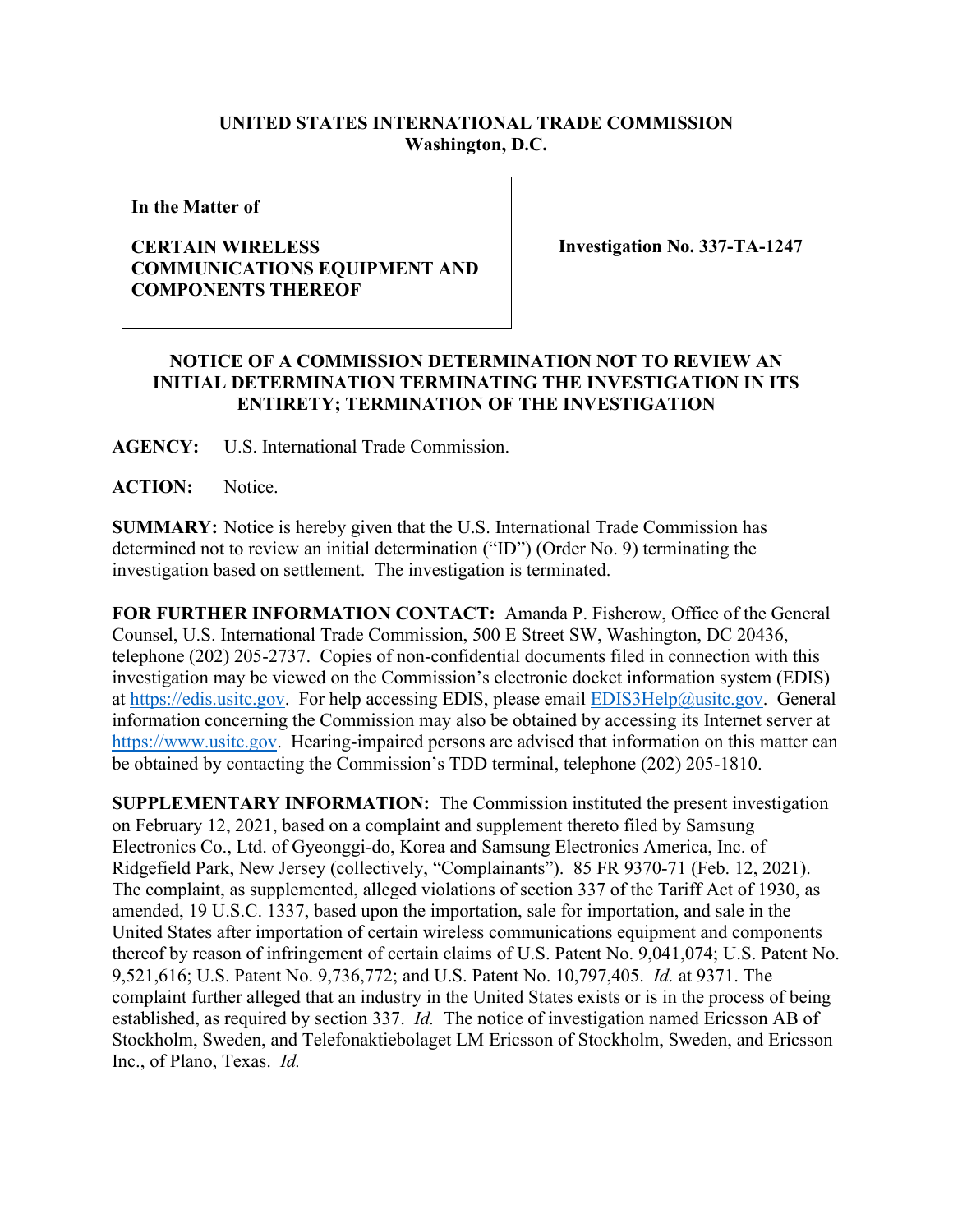**UNITED STATES INTERNATIONAL TRADE COMMISSION**
**Washington, D.C.**

| **In the Matter of**<br><br>**CERTAIN WIRELESS COMMUNICATIONS EQUIPMENT AND COMPONENTS THEREOF** | **Investigation No. 337-TA-1247** |
| --- | --- |

**NOTICE OF A COMMISSION DETERMINATION NOT TO REVIEW AN INITIAL DETERMINATION TERMINATING THE INVESTIGATION IN ITS ENTIRETY; TERMINATION OF THE INVESTIGATION**

**AGENCY:** U.S. International Trade Commission.

**ACTION:** Notice.

**SUMMARY:** Notice is hereby given that the U.S. International Trade Commission has determined not to review an initial determination ("ID") (Order No. 9) terminating the investigation based on settlement. The investigation is terminated.

**FOR FURTHER INFORMATION CONTACT:** Amanda P. Fisherow, Office of the General Counsel, U.S. International Trade Commission, 500 E Street SW, Washington, DC 20436, telephone (202) 205-2737. Copies of non-confidential documents filed in connection with this investigation may be viewed on the Commission's electronic docket information system (EDIS) at https://edis.usitc.gov. For help accessing EDIS, please email EDIS3Help@usitc.gov. General information concerning the Commission may also be obtained by accessing its Internet server at https://www.usitc.gov. Hearing-impaired persons are advised that information on this matter can be obtained by contacting the Commission's TDD terminal, telephone (202) 205-1810.

**SUPPLEMENTARY INFORMATION:** The Commission instituted the present investigation on February 12, 2021, based on a complaint and supplement thereto filed by Samsung Electronics Co., Ltd. of Gyeonggi-do, Korea and Samsung Electronics America, Inc. of Ridgefield Park, New Jersey (collectively, "Complainants"). 85 FR 9370-71 (Feb. 12, 2021). The complaint, as supplemented, alleged violations of section 337 of the Tariff Act of 1930, as amended, 19 U.S.C. 1337, based upon the importation, sale for importation, and sale in the United States after importation of certain wireless communications equipment and components thereof by reason of infringement of certain claims of U.S. Patent No. 9,041,074; U.S. Patent No. 9,521,616; U.S. Patent No. 9,736,772; and U.S. Patent No. 10,797,405. *Id.* at 9371. The complaint further alleged that an industry in the United States exists or is in the process of being established, as required by section 337. *Id.* The notice of investigation named Ericsson AB of Stockholm, Sweden, and Telefonaktiebolaget LM Ericsson of Stockholm, Sweden, and Ericsson Inc., of Plano, Texas. *Id.*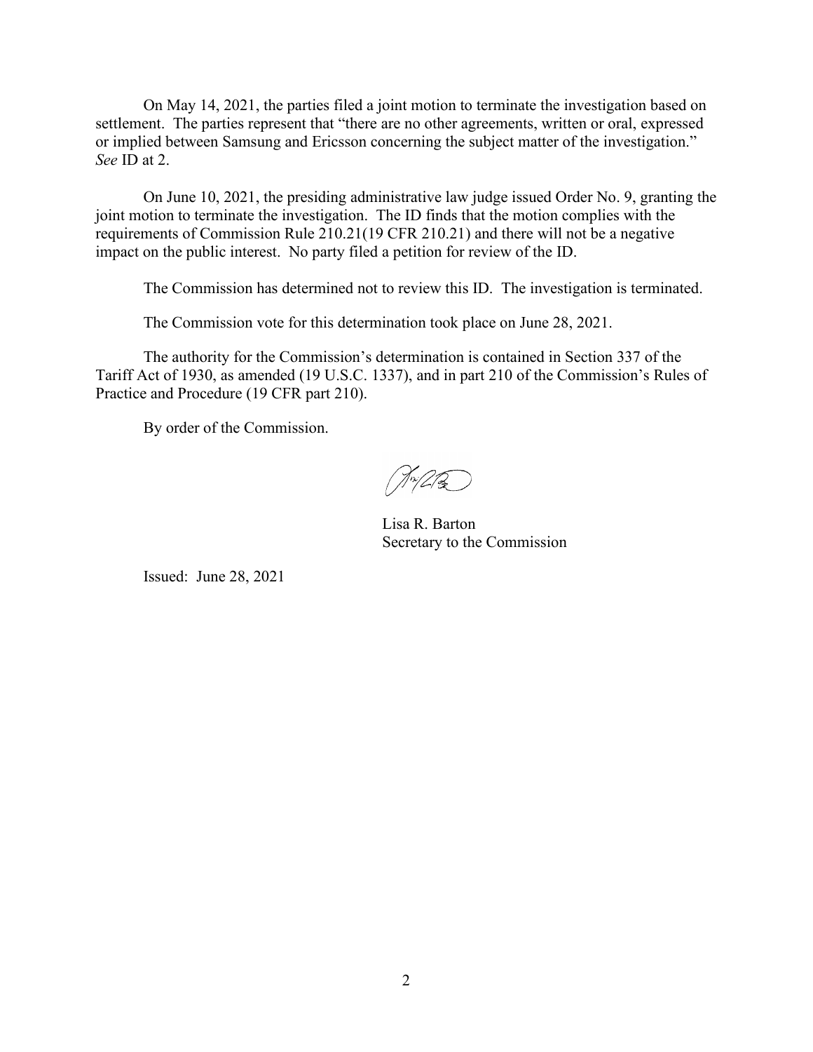On May 14, 2021, the parties filed a joint motion to terminate the investigation based on settlement. The parties represent that "there are no other agreements, written or oral, expressed or implied between Samsung and Ericsson concerning the subject matter of the investigation." *See* ID at 2.

On June 10, 2021, the presiding administrative law judge issued Order No. 9, granting the joint motion to terminate the investigation. The ID finds that the motion complies with the requirements of Commission Rule 210.21(19 CFR 210.21) and there will not be a negative impact on the public interest. No party filed a petition for review of the ID.

The Commission has determined not to review this ID. The investigation is terminated.

The Commission vote for this determination took place on June 28, 2021.

The authority for the Commission's determination is contained in Section 337 of the Tariff Act of 1930, as amended (19 U.S.C. 1337), and in part 210 of the Commission's Rules of Practice and Procedure (19 CFR part 210).

By order of the Commission.

Lisa R. Barton
Secretary to the Commission

Issued: June 28, 2021